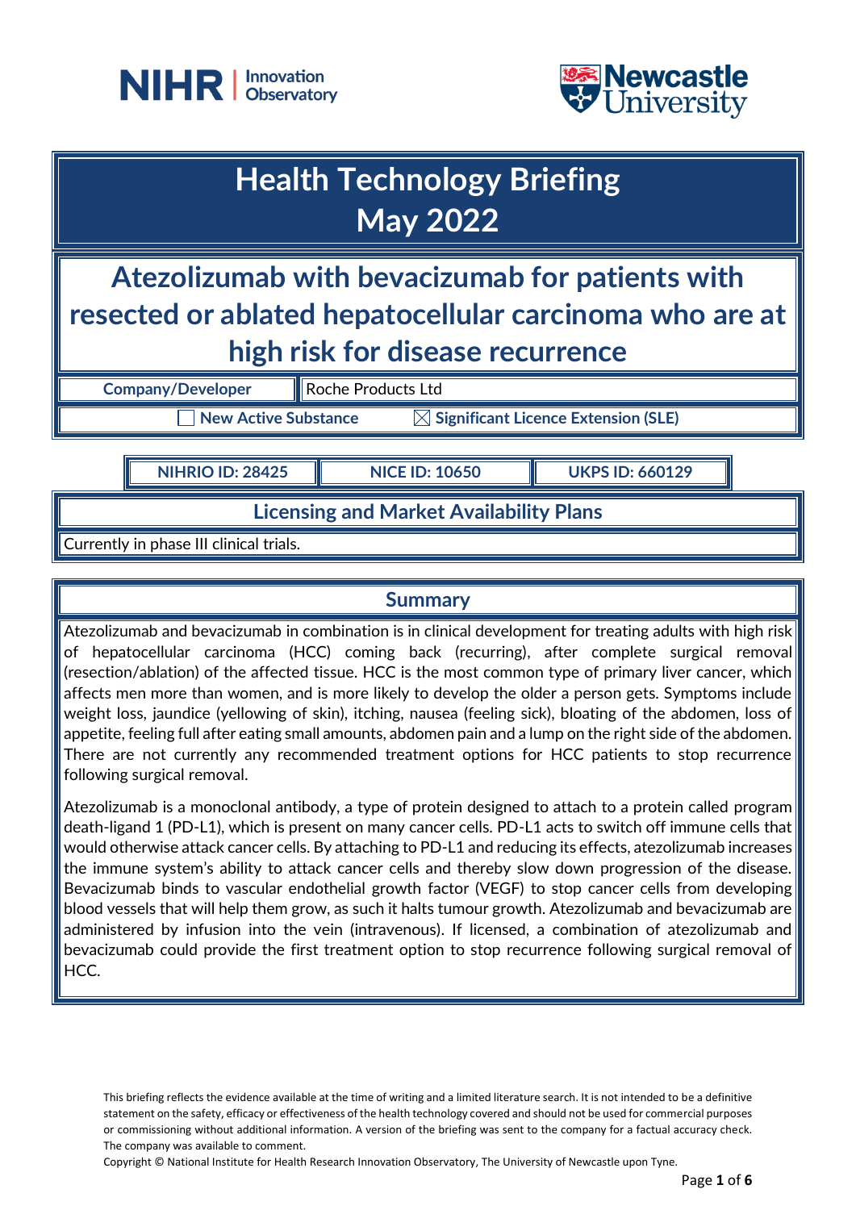# Health Technology Briefing
# May 2022

## Atezolizumab with bevacizumab for patients with resected or ablated hepatocellular carcinoma who are at high risk for disease recurrence

| **Company/Developer** | Roche Products Ltd |
|---|---|

☐ **New Active Substance** ☒ **Significant Licence Extension (SLE)**

| **NIHRIO ID: 28425** | **NICE ID: 10650** | **UKPS ID: 660129** |
|---|---|---|

### Licensing and Market Availability Plans

Currently in phase III clinical trials.

### Summary

Atezolizumab and bevacizumab in combination is in clinical development for treating adults with high risk of hepatocellular carcinoma (HCC) coming back (recurring), after complete surgical removal (resection/ablation) of the affected tissue. HCC is the most common type of primary liver cancer, which affects men more than women, and is more likely to develop the older a person gets. Symptoms include weight loss, jaundice (yellowing of skin), itching, nausea (feeling sick), bloating of the abdomen, loss of appetite, feeling full after eating small amounts, abdomen pain and a lump on the right side of the abdomen. There are not currently any recommended treatment options for HCC patients to stop recurrence following surgical removal.

Atezolizumab is a monoclonal antibody, a type of protein designed to attach to a protein called program death-ligand 1 (PD-L1), which is present on many cancer cells. PD-L1 acts to switch off immune cells that would otherwise attack cancer cells. By attaching to PD-L1 and reducing its effects, atezolizumab increases the immune system's ability to attack cancer cells and thereby slow down progression of the disease. Bevacizumab binds to vascular endothelial growth factor (VEGF) to stop cancer cells from developing blood vessels that will help them grow, as such it halts tumour growth. Atezolizumab and bevacizumab are administered by infusion into the vein (intravenous). If licensed, a combination of atezolizumab and bevacizumab could provide the first treatment option to stop recurrence following surgical removal of HCC.

This briefing reflects the evidence available at the time of writing and a limited literature search. It is not intended to be a definitive statement on the safety, efficacy or effectiveness of the health technology covered and should not be used for commercial purposes or commissioning without additional information. A version of the briefing was sent to the company for a factual accuracy check. The company was available to comment.

Copyright © National Institute for Health Research Innovation Observatory, The University of Newcastle upon Tyne.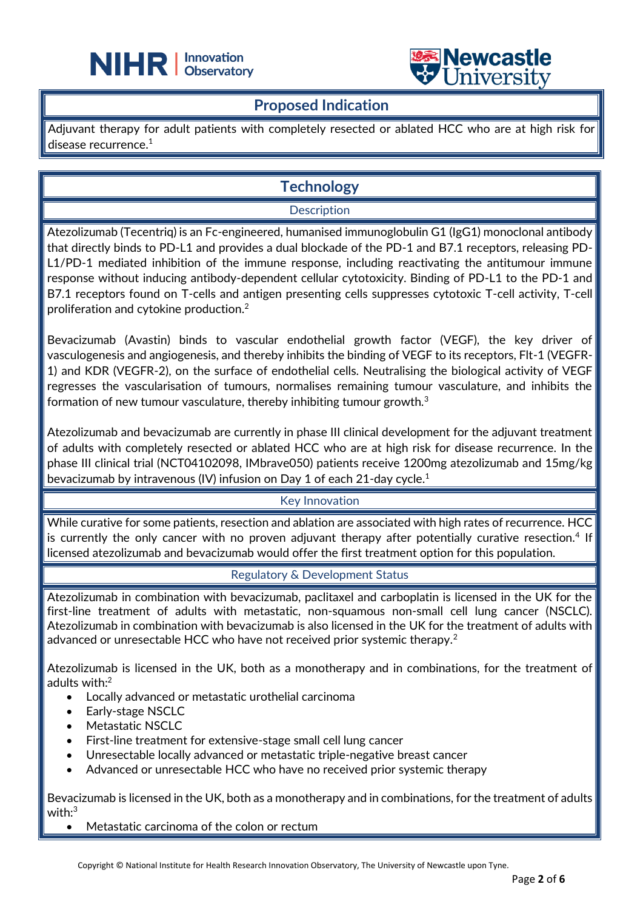## Proposed Indication

Adjuvant therapy for adult patients with completely resected or ablated HCC who are at high risk for disease recurrence.[1]

## Technology

### Description

Atezolizumab (Tecentriq) is an Fc-engineered, humanised immunoglobulin G1 (IgG1) monoclonal antibody that directly binds to PD-L1 and provides a dual blockade of the PD-1 and B7.1 receptors, releasing PD-L1/PD-1 mediated inhibition of the immune response, including reactivating the antitumour immune response without inducing antibody-dependent cellular cytotoxicity. Binding of PD-L1 to the PD-1 and B7.1 receptors found on T-cells and antigen presenting cells suppresses cytotoxic T-cell activity, T-cell proliferation and cytokine production.[2]

Bevacizumab (Avastin) binds to vascular endothelial growth factor (VEGF), the key driver of vasculogenesis and angiogenesis, and thereby inhibits the binding of VEGF to its receptors, Flt-1 (VEGFR-1) and KDR (VEGFR-2), on the surface of endothelial cells. Neutralising the biological activity of VEGF regresses the vascularisation of tumours, normalises remaining tumour vasculature, and inhibits the formation of new tumour vasculature, thereby inhibiting tumour growth.[3]

Atezolizumab and bevacizumab are currently in phase III clinical development for the adjuvant treatment of adults with completely resected or ablated HCC who are at high risk for disease recurrence. In the phase III clinical trial (NCT04102098, IMbrave050) patients receive 1200mg atezolizumab and 15mg/kg bevacizumab by intravenous (IV) infusion on Day 1 of each 21-day cycle.[1]

### Key Innovation

While curative for some patients, resection and ablation are associated with high rates of recurrence. HCC is currently the only cancer with no proven adjuvant therapy after potentially curative resection.[4] If licensed atezolizumab and bevacizumab would offer the first treatment option for this population.

### Regulatory & Development Status

Atezolizumab in combination with bevacizumab, paclitaxel and carboplatin is licensed in the UK for the first-line treatment of adults with metastatic, non-squamous non-small cell lung cancer (NSCLC). Atezolizumab in combination with bevacizumab is also licensed in the UK for the treatment of adults with advanced or unresectable HCC who have not received prior systemic therapy.[2]

Atezolizumab is licensed in the UK, both as a monotherapy and in combinations, for the treatment of adults with:[2]

- Locally advanced or metastatic urothelial carcinoma
- Early-stage NSCLC
- Metastatic NSCLC
- First-line treatment for extensive-stage small cell lung cancer
- Unresectable locally advanced or metastatic triple-negative breast cancer
- Advanced or unresectable HCC who have no received prior systemic therapy

Bevacizumab is licensed in the UK, both as a monotherapy and in combinations, for the treatment of adults with:[3]

- Metastatic carcinoma of the colon or rectum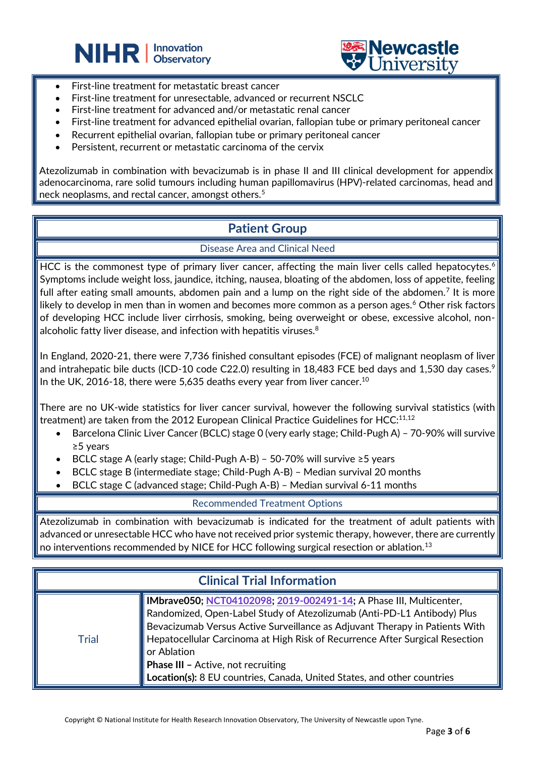- First-line treatment for metastatic breast cancer
- First-line treatment for unresectable, advanced or recurrent NSCLC
- First-line treatment for advanced and/or metastatic renal cancer
- First-line treatment for advanced epithelial ovarian, fallopian tube or primary peritoneal cancer
- Recurrent epithelial ovarian, fallopian tube or primary peritoneal cancer
- Persistent, recurrent or metastatic carcinoma of the cervix

Atezolizumab in combination with bevacizumab is in phase II and III clinical development for appendix adenocarcinoma, rare solid tumours including human papillomavirus (HPV)-related carcinomas, head and neck neoplasms, and rectal cancer, amongst others.[5]

## Patient Group

### Disease Area and Clinical Need

HCC is the commonest type of primary liver cancer, affecting the main liver cells called hepatocytes.[6] Symptoms include weight loss, jaundice, itching, nausea, bloating of the abdomen, loss of appetite, feeling full after eating small amounts, abdomen pain and a lump on the right side of the abdomen.[7] It is more likely to develop in men than in women and becomes more common as a person ages.[6] Other risk factors of developing HCC include liver cirrhosis, smoking, being overweight or obese, excessive alcohol, non-alcoholic fatty liver disease, and infection with hepatitis viruses.[8]

In England, 2020-21, there were 7,736 finished consultant episodes (FCE) of malignant neoplasm of liver and intrahepatic bile ducts (ICD-10 code C22.0) resulting in 18,483 FCE bed days and 1,530 day cases.[9] In the UK, 2016-18, there were 5,635 deaths every year from liver cancer.[10]

There are no UK-wide statistics for liver cancer survival, however the following survival statistics (with treatment) are taken from the 2012 European Clinical Practice Guidelines for HCC:[11,12]

- Barcelona Clinic Liver Cancer (BCLC) stage 0 (very early stage; Child-Pugh A) – 70-90% will survive ≥5 years
- BCLC stage A (early stage; Child-Pugh A-B) – 50-70% will survive ≥5 years
- BCLC stage B (intermediate stage; Child-Pugh A-B) – Median survival 20 months
- BCLC stage C (advanced stage; Child-Pugh A-B) – Median survival 6-11 months

### Recommended Treatment Options

Atezolizumab in combination with bevacizumab is indicated for the treatment of adult patients with advanced or unresectable HCC who have not received prior systemic therapy, however, there are currently no interventions recommended by NICE for HCC following surgical resection or ablation.[13]

## Clinical Trial Information

| | |
|---|---|
| Trial | **IMbrave050; NCT04102098; 2019-002491-14;** A Phase III, Multicenter, Randomized, Open-Label Study of Atezolizumab (Anti-PD-L1 Antibody) Plus Bevacizumab Versus Active Surveillance as Adjuvant Therapy in Patients With Hepatocellular Carcinoma at High Risk of Recurrence After Surgical Resection or Ablation<br>**Phase III –** Active, not recruiting<br>**Location(s):** 8 EU countries, Canada, United States, and other countries |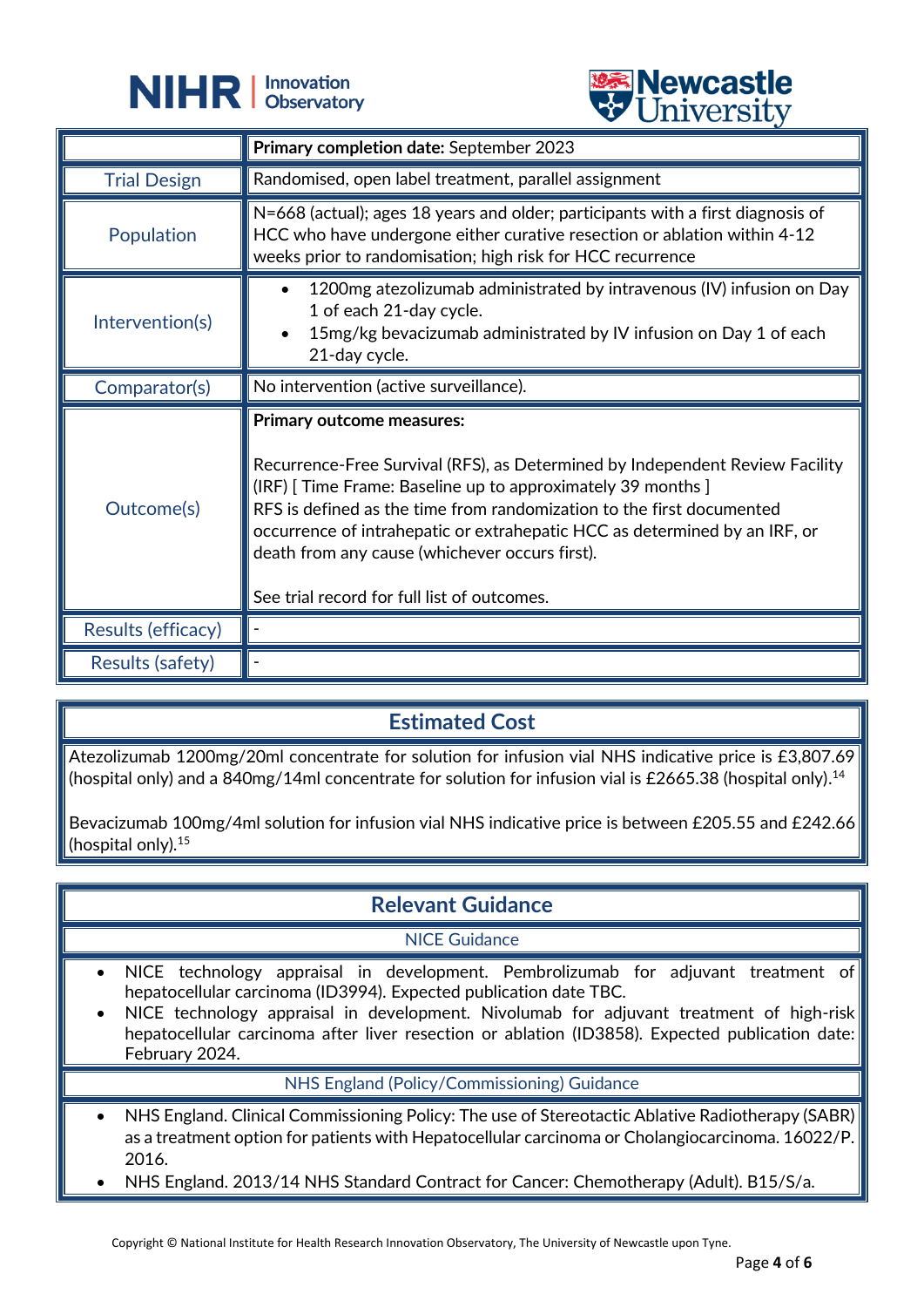| | |
|---|---|
| | **Primary completion date:** September 2023 |
| Trial Design | Randomised, open label treatment, parallel assignment |
| Population | N=668 (actual); ages 18 years and older; participants with a first diagnosis of HCC who have undergone either curative resection or ablation within 4-12 weeks prior to randomisation; high risk for HCC recurrence |
| Intervention(s) | • 1200mg atezolizumab administrated by intravenous (IV) infusion on Day 1 of each 21-day cycle.<br>• 15mg/kg bevacizumab administrated by IV infusion on Day 1 of each 21-day cycle. |
| Comparator(s) | No intervention (active surveillance). |
| Outcome(s) | **Primary outcome measures:**<br><br>Recurrence-Free Survival (RFS), as Determined by Independent Review Facility (IRF) [ Time Frame: Baseline up to approximately 39 months ]<br>RFS is defined as the time from randomization to the first documented occurrence of intrahepatic or extrahepatic HCC as determined by an IRF, or death from any cause (whichever occurs first).<br><br>See trial record for full list of outcomes. |
| Results (efficacy) | - |
| Results (safety) | - |

## Estimated Cost

Atezolizumab 1200mg/20ml concentrate for solution for infusion vial NHS indicative price is £3,807.69 (hospital only) and a 840mg/14ml concentrate for solution for infusion vial is £2665.38 (hospital only).[14]

Bevacizumab 100mg/4ml solution for infusion vial NHS indicative price is between £205.55 and £242.66 (hospital only).[15]

## Relevant Guidance

### NICE Guidance

- NICE technology appraisal in development. Pembrolizumab for adjuvant treatment of hepatocellular carcinoma (ID3994). Expected publication date TBC.
- NICE technology appraisal in development. Nivolumab for adjuvant treatment of high-risk hepatocellular carcinoma after liver resection or ablation (ID3858). Expected publication date: February 2024.

### NHS England (Policy/Commissioning) Guidance

- NHS England. Clinical Commissioning Policy: The use of Stereotactic Ablative Radiotherapy (SABR) as a treatment option for patients with Hepatocellular carcinoma or Cholangiocarcinoma. 16022/P. 2016.
- NHS England. 2013/14 NHS Standard Contract for Cancer: Chemotherapy (Adult). B15/S/a.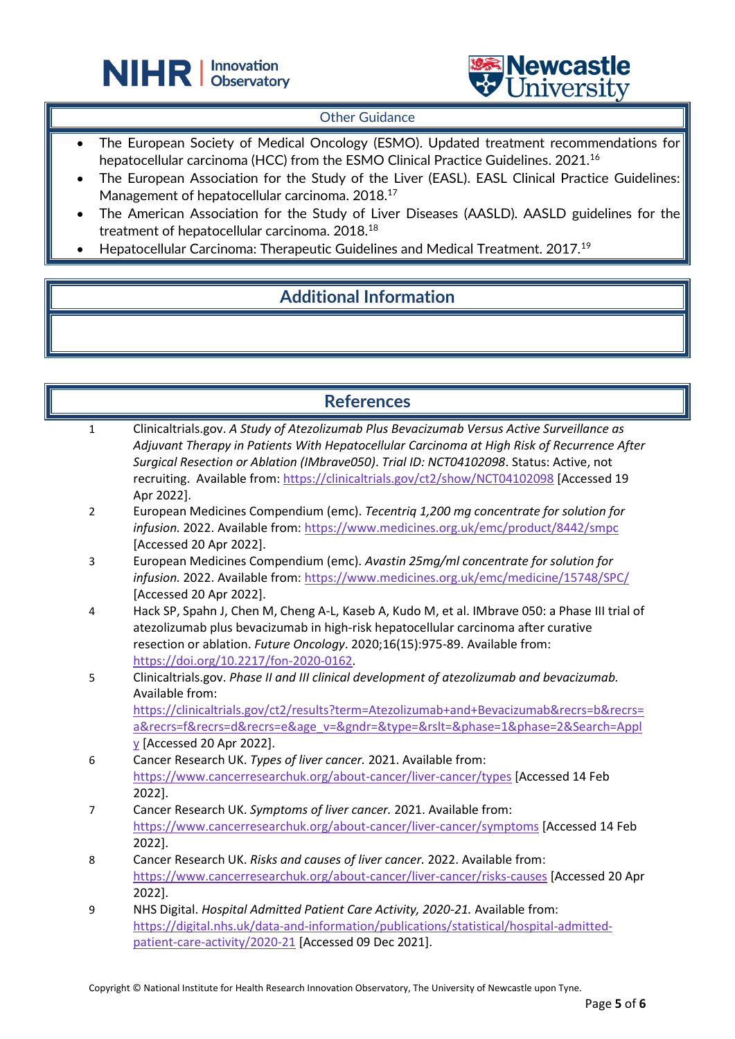## Other Guidance

- The European Society of Medical Oncology (ESMO). Updated treatment recommendations for hepatocellular carcinoma (HCC) from the ESMO Clinical Practice Guidelines. 2021.[16]
- The European Association for the Study of the Liver (EASL). EASL Clinical Practice Guidelines: Management of hepatocellular carcinoma. 2018.[17]
- The American Association for the Study of Liver Diseases (AASLD). AASLD guidelines for the treatment of hepatocellular carcinoma. 2018.[18]
- Hepatocellular Carcinoma: Therapeutic Guidelines and Medical Treatment. 2017.[19]

## Additional Information

## References

1. Clinicaltrials.gov. *A Study of Atezolizumab Plus Bevacizumab Versus Active Surveillance as Adjuvant Therapy in Patients With Hepatocellular Carcinoma at High Risk of Recurrence After Surgical Resection or Ablation (IMbrave050). Trial ID: NCT04102098*. Status: Active, not recruiting. Available from: https://clinicaltrials.gov/ct2/show/NCT04102098 [Accessed 19 Apr 2022].
2. European Medicines Compendium (emc). *Tecentriq 1,200 mg concentrate for solution for infusion.* 2022. Available from: https://www.medicines.org.uk/emc/product/8442/smpc [Accessed 20 Apr 2022].
3. European Medicines Compendium (emc). *Avastin 25mg/ml concentrate for solution for infusion.* 2022. Available from: https://www.medicines.org.uk/emc/medicine/15748/SPC/ [Accessed 20 Apr 2022].
4. Hack SP, Spahn J, Chen M, Cheng A-L, Kaseb A, Kudo M, et al. IMbrave 050: a Phase III trial of atezolizumab plus bevacizumab in high-risk hepatocellular carcinoma after curative resection or ablation. *Future Oncology*. 2020;16(15):975-89. Available from: https://doi.org/10.2217/fon-2020-0162.
5. Clinicaltrials.gov. *Phase II and III clinical development of atezolizumab and bevacizumab.* Available from: https://clinicaltrials.gov/ct2/results?term=Atezolizumab+and+Bevacizumab&recrs=b&recrs=a&recrs=f&recrs=d&recrs=e&age_v=&gndr=&type=&rslt=&phase=1&phase=2&Search=Apply [Accessed 20 Apr 2022].
6. Cancer Research UK. *Types of liver cancer.* 2021. Available from: https://www.cancerresearchuk.org/about-cancer/liver-cancer/types [Accessed 14 Feb 2022].
7. Cancer Research UK. *Symptoms of liver cancer.* 2021. Available from: https://www.cancerresearchuk.org/about-cancer/liver-cancer/symptoms [Accessed 14 Feb 2022].
8. Cancer Research UK. *Risks and causes of liver cancer.* 2022. Available from: https://www.cancerresearchuk.org/about-cancer/liver-cancer/risks-causes [Accessed 20 Apr 2022].
9. NHS Digital. *Hospital Admitted Patient Care Activity, 2020-21.* Available from: https://digital.nhs.uk/data-and-information/publications/statistical/hospital-admitted-patient-care-activity/2020-21 [Accessed 09 Dec 2021].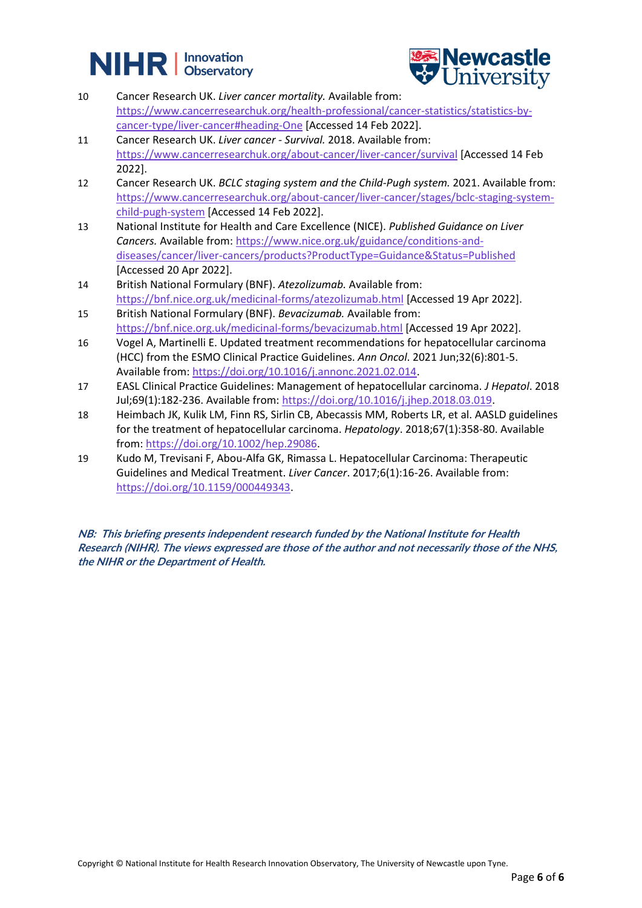10. Cancer Research UK. *Liver cancer mortality.* Available from: https://www.cancerresearchuk.org/health-professional/cancer-statistics/statistics-by-cancer-type/liver-cancer#heading-One [Accessed 14 Feb 2022].
11. Cancer Research UK. *Liver cancer - Survival.* 2018. Available from: https://www.cancerresearchuk.org/about-cancer/liver-cancer/survival [Accessed 14 Feb 2022].
12. Cancer Research UK. *BCLC staging system and the Child-Pugh system.* 2021. Available from: https://www.cancerresearchuk.org/about-cancer/liver-cancer/stages/bclc-staging-system-child-pugh-system [Accessed 14 Feb 2022].
13. National Institute for Health and Care Excellence (NICE). *Published Guidance on Liver Cancers.* Available from: https://www.nice.org.uk/guidance/conditions-and-diseases/cancer/liver-cancers/products?ProductType=Guidance&Status=Published [Accessed 20 Apr 2022].
14. British National Formulary (BNF). *Atezolizumab.* Available from: https://bnf.nice.org.uk/medicinal-forms/atezolizumab.html [Accessed 19 Apr 2022].
15. British National Formulary (BNF). *Bevacizumab.* Available from: https://bnf.nice.org.uk/medicinal-forms/bevacizumab.html [Accessed 19 Apr 2022].
16. Vogel A, Martinelli E. Updated treatment recommendations for hepatocellular carcinoma (HCC) from the ESMO Clinical Practice Guidelines. *Ann Oncol*. 2021 Jun;32(6):801-5. Available from: https://doi.org/10.1016/j.annonc.2021.02.014.
17. EASL Clinical Practice Guidelines: Management of hepatocellular carcinoma. *J Hepatol*. 2018 Jul;69(1):182-236. Available from: https://doi.org/10.1016/j.jhep.2018.03.019.
18. Heimbach JK, Kulik LM, Finn RS, Sirlin CB, Abecassis MM, Roberts LR, et al. AASLD guidelines for the treatment of hepatocellular carcinoma. *Hepatology*. 2018;67(1):358-80. Available from: https://doi.org/10.1002/hep.29086.
19. Kudo M, Trevisani F, Abou-Alfa GK, Rimassa L. Hepatocellular Carcinoma: Therapeutic Guidelines and Medical Treatment. *Liver Cancer*. 2017;6(1):16-26. Available from: https://doi.org/10.1159/000449343.

***NB: This briefing presents independent research funded by the National Institute for Health Research (NIHR). The views expressed are those of the author and not necessarily those of the NHS, the NIHR or the Department of Health.***

Copyright © National Institute for Health Research Innovation Observatory, The University of Newcastle upon Tyne.